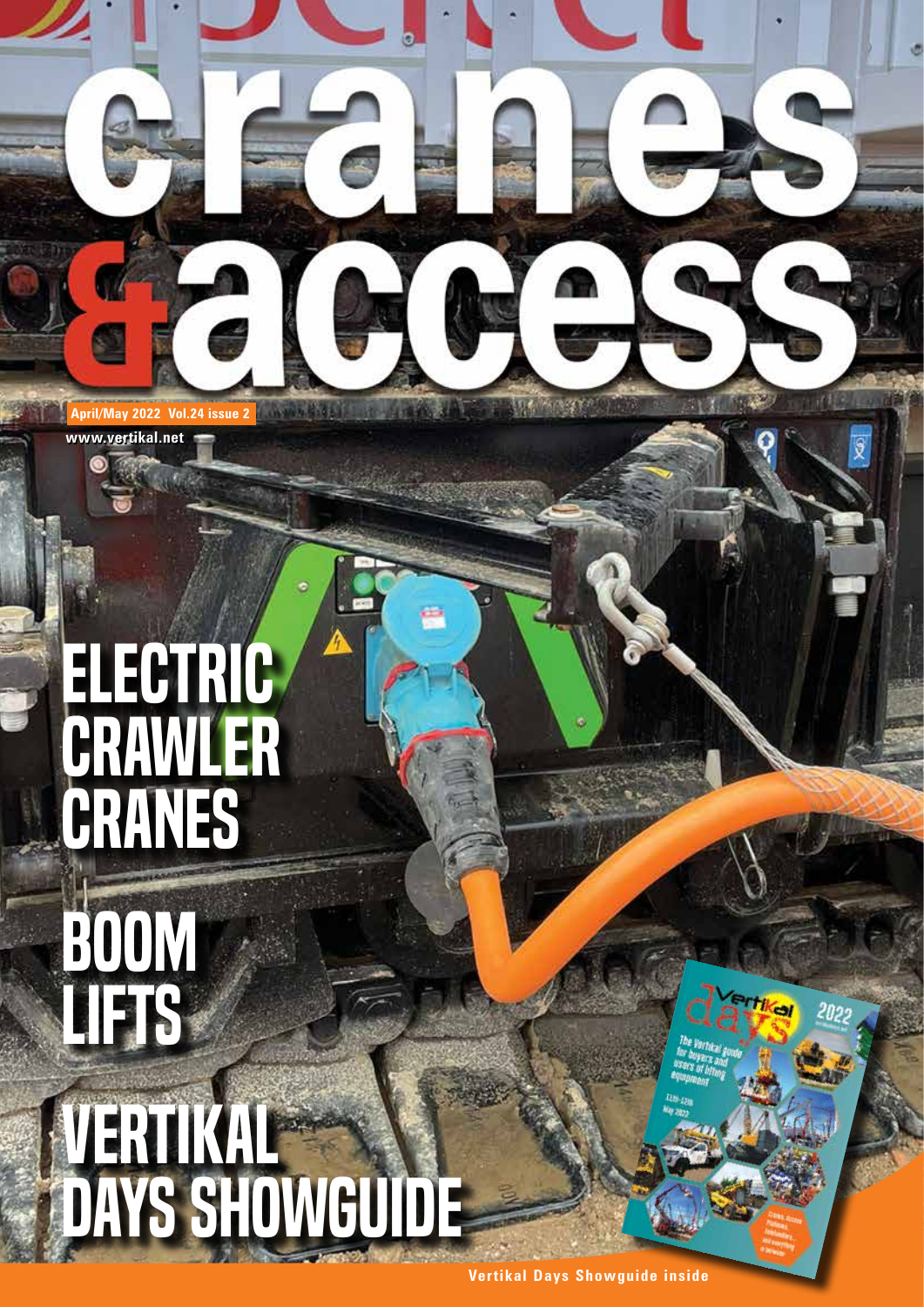# cranes & access

April/May 2022 Vol.24 issue 2

www.vertikal.net

## ELECTRIC CRAWLER CRANES

## BOOM LIFTS

## VERTIKAL DAYS SHOWGUIDE

Vertikal Days Showguide inside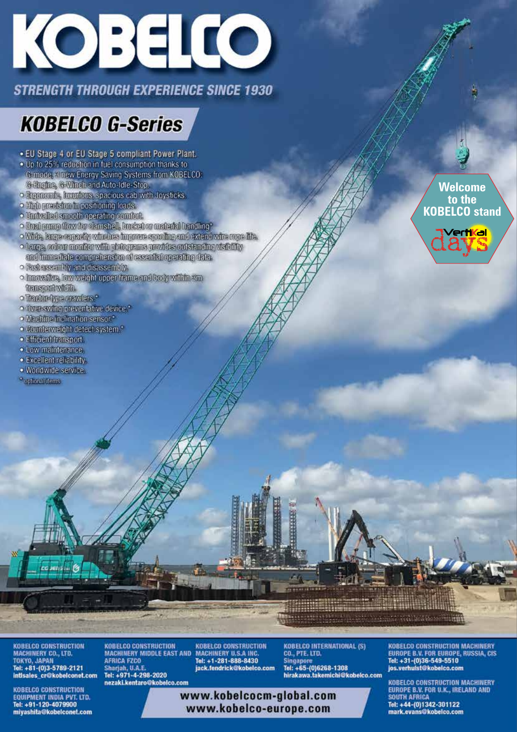# KOBELCO

**STRENGTH THROUGH EXPERIENCE SINCE 1930**

## KOBELCO G-Series

- EU Stage 4 or EU Stage 5 compliant Power Plant.
- Up to 25% reduction in fuel consumption thanks to G-mode, 3 new Energy Saving Systems from KOBELCO: G-Engine, G-Winch and Auto-Idle-Stop.
- Ergonomic, luxurious, spacious cab with Joysticks.
- High precision in positioning loads.
- Unrivalled smooth operating comfort.
- Dual pump flow for clamshell, bucket or material handling*
- Wide, large-capacity winches improve spooling and extend wire rope life.
- Large, colour monitor with pictograms provides outstanding visibility and immediate comprehension of essential operating data.
- Fast assembly and disassembly.
- Innovative, low weight upper frame and body within 3m transport width.
- Tractor-type crawlers.*
- Over-swing preventative device.*
- Machine inclination sensor.*
- Counterweight detect system.*
- Efficient transport.
- Low maintenance.
- Excellent reliability.
- Worldwide service.

\* optional items

**Welcome to the KOBELCO stand**

Vertikal days

**KOBELCO CONSTRUCTION MACHINERY CO., LTD.**
TOKYO, JAPAN
Tel: +81-(0)3-5789-2121
intlsales_cr@kobelconet.com

**KOBELCO CONSTRUCTION EQUIPMENT INDIA PVT. LTD.**
Tel: +91-120-4079900
miyashita@kobelconet.com

**KOBELCO CONSTRUCTION MACHINERY MIDDLE EAST AND AFRICA FZCO**
Sharjah, U.A.E.
Tel: +971-4-298-2020
nezaki.kentaro@kobelco.com

**KOBELCO CONSTRUCTION MACHINERY U.S.A INC.**
Tel: +1-281-888-8430
jack.fendrick@kobelco.com

**KOBELCO INTERNATIONAL (S) CO., PTE. LTD.**
Singapore
Tel: +65-(0)6268-1308
hirakawa.takemichi@kobelco.com

**KOBELCO CONSTRUCTION MACHINERY EUROPE B.V. FOR EUROPE, RUSSIA, CIS**
Tel: +31-(0)36-549-5510
jos.verhulst@kobelco.com

**KOBELCO CONSTRUCTION MACHINERY EUROPE B.V. FOR U.K., IRELAND AND SOUTH AFRICA**
Tel: +44-(0)1342-301122
mark.evans@kobelco.com

www.kobelcocm-global.com
www.kobelco-europe.com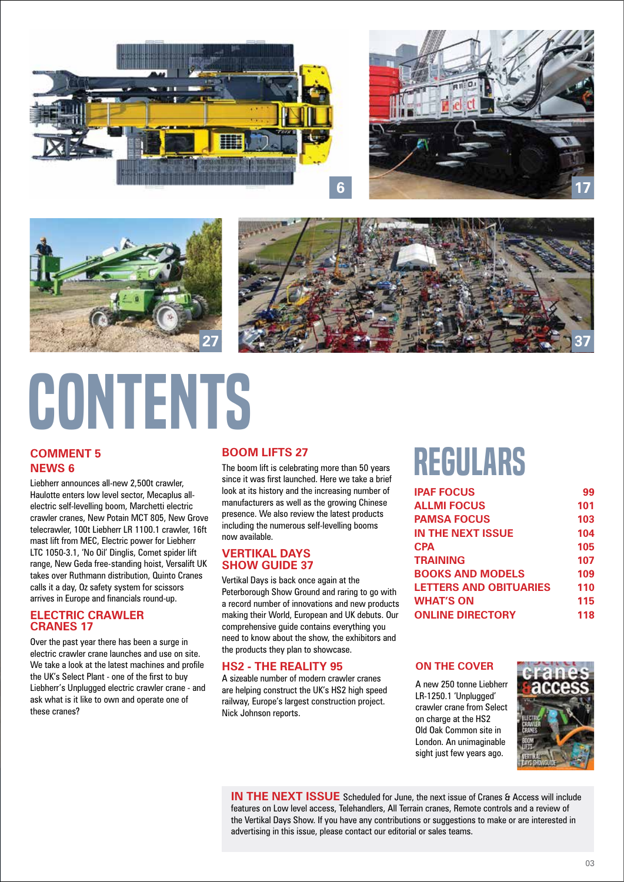# CONTENTS

## COMMENT 5

## NEWS 6

Liebherr announces all-new 2,500t crawler, Haulotte enters low level sector, Mecaplus all-electric self-levelling boom, Marchetti electric crawler cranes, New Potain MCT 805, New Grove telecrawler, 100t Liebherr LR 1100.1 crawler, 16ft mast lift from MEC, Electric power for Liebherr LTC 1050-3.1, 'No Oil' Dinglis, Comet spider lift range, New Geda free-standing hoist, Versalift UK takes over Ruthmann distribution, Quinto Cranes calls it a day, Oz safety system for scissors arrives in Europe and financials round-up.

## ELECTRIC CRAWLER CRANES 17

Over the past year there has been a surge in electric crawler crane launches and use on site. We take a look at the latest machines and profile the UK's Select Plant - one of the first to buy Liebherr's Unplugged electric crawler crane - and ask what is it like to own and operate one of these cranes?

## BOOM LIFTS 27

The boom lift is celebrating more than 50 years since it was first launched. Here we take a brief look at its history and the increasing number of manufacturers as well as the growing Chinese presence. We also review the latest products including the numerous self-levelling booms now available.

## VERTIKAL DAYS SHOW GUIDE 37

Vertikal Days is back once again at the Peterborough Show Ground and raring to go with a record number of innovations and new products making their World, European and UK debuts. Our comprehensive guide contains everything you need to know about the show, the exhibitors and the products they plan to showcase.

## HS2 - THE REALITY 95

A sizeable number of modern crawler cranes are helping construct the UK's HS2 high speed railway, Europe's largest construction project. Nick Johnson reports.

# REGULARS

| | |
|---|---|
| IPAF FOCUS | 99 |
| ALLMI FOCUS | 101 |
| PAMSA FOCUS | 103 |
| IN THE NEXT ISSUE | 104 |
| CPA | 105 |
| TRAINING | 107 |
| BOOKS AND MODELS | 109 |
| LETTERS AND OBITUARIES | 110 |
| WHAT'S ON | 115 |
| ONLINE DIRECTORY | 118 |

## ON THE COVER

A new 250 tonne Liebherr LR-1250.1 'Unplugged' crawler crane from Select on charge at the HS2 Old Oak Common site in London. An unimaginable sight just few years ago.

**IN THE NEXT ISSUE** Scheduled for June, the next issue of Cranes & Access will include features on Low level access, Telehandlers, All Terrain cranes, Remote controls and a review of the Vertikal Days Show. If you have any contributions or suggestions to make or are interested in advertising in this issue, please contact our editorial or sales teams.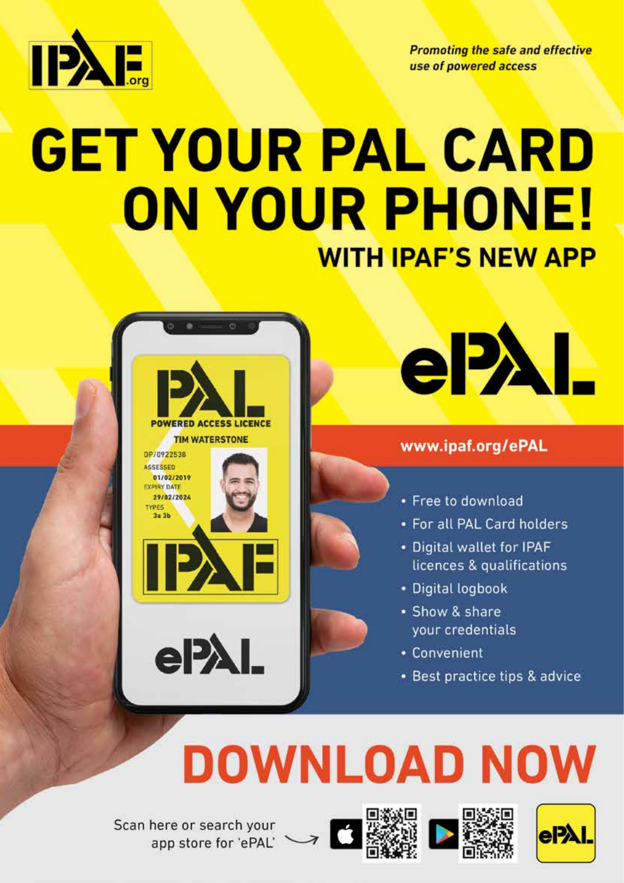IPAF.org

*Promoting the safe and effective use of powered access*

# GET YOUR PAL CARD ON YOUR PHONE!

## WITH IPAF'S NEW APP

ePAL

www.ipaf.org/ePAL

- Free to download
- For all PAL Card holders
- Digital wallet for IPAF licences & qualifications
- Digital logbook
- Show & share your credentials
- Convenient
- Best practice tips & advice

# DOWNLOAD NOW

Scan here or search your app store for 'ePAL'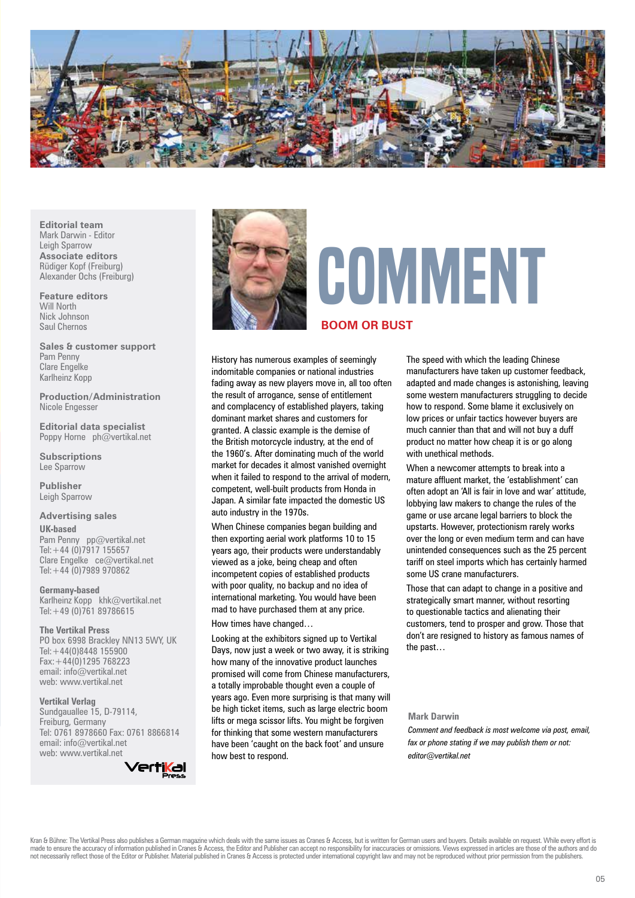**Editorial team**
Mark Darwin - Editor
Leigh Sparrow

**Associate editors**
Rüdiger Kopf (Freiburg)
Alexander Ochs (Freiburg)

**Feature editors**
Will North
Nick Johnson
Saul Chernos

**Sales & customer support**
Pam Penny
Clare Engelke
Karlheinz Kopp

**Production/Administration**
Nicole Engesser

**Editorial data specialist**
Poppy Horne ph@vertikal.net

**Subscriptions**
Lee Sparrow

**Publisher**
Leigh Sparrow

**Advertising sales**

**UK-based**
Pam Penny pp@vertikal.net
Tel: +44 (0)7917 155657
Clare Engelke ce@vertikal.net
Tel: +44 (0)7989 970862

**Germany-based**
Karlheinz Kopp khk@vertikal.net
Tel: +49 (0)761 89786615

**The Vertikal Press**
PO box 6998 Brackley NN13 5WY, UK
Tel: +44(0)8448 155900
Fax: +44(0)1295 768223
email: info@vertikal.net
web: www.vertikal.net

**Vertikal Verlag**
Sundgauallee 15, D-79114,
Freiburg, Germany
Tel: 0761 8978660 Fax: 0761 8866814
email: info@vertikal.net
web: www.vertikal.net

# COMMENT

## BOOM OR BUST

History has numerous examples of seemingly indomitable companies or national industries fading away as new players move in, all too often the result of arrogance, sense of entitlement and complacency of established players, taking dominant market shares and customers for granted. A classic example is the demise of the British motorcycle industry, at the end of the 1960's. After dominating much of the world market for decades it almost vanished overnight when it failed to respond to the arrival of modern, competent, well-built products from Honda in Japan. A similar fate impacted the domestic US auto industry in the 1970s.

When Chinese companies began building and then exporting aerial work platforms 10 to 15 years ago, their products were understandably viewed as a joke, being cheap and often incompetent copies of established products with poor quality, no backup and no idea of international marketing. You would have been mad to have purchased them at any price.

How times have changed…

Looking at the exhibitors signed up to Vertikal Days, now just a week or two away, it is striking how many of the innovative product launches promised will come from Chinese manufacturers, a totally improbable thought even a couple of years ago. Even more surprising is that many will be high ticket items, such as large electric boom lifts or mega scissor lifts. You might be forgiven for thinking that some western manufacturers have been 'caught on the back foot' and unsure how best to respond.

The speed with which the leading Chinese manufacturers have taken up customer feedback, adapted and made changes is astonishing, leaving some western manufacturers struggling to decide how to respond. Some blame it exclusively on low prices or unfair tactics however buyers are much cannier than that and will not buy a duff product no matter how cheap it is or go along with unethical methods.

When a newcomer attempts to break into a mature affluent market, the 'establishment' can often adopt an 'All is fair in love and war' attitude, lobbying law makers to change the rules of the game or use arcane legal barriers to block the upstarts. However, protectionism rarely works over the long or even medium term and can have unintended consequences such as the 25 percent tariff on steel imports which has certainly harmed some US crane manufacturers.

Those that can adapt to change in a positive and strategically smart manner, without resorting to questionable tactics and alienating their customers, tend to prosper and grow. Those that don't are resigned to history as famous names of the past…

**Mark Darwin**

*Comment and feedback is most welcome via post, email, fax or phone stating if we may publish them or not: editor@vertikal.net*

Kran & Bühne: The Vertikal Press also publishes a German magazine which deals with the same issues as Cranes & Access, but is written for German users and buyers. Details available on request. While every effort is made to ensure the accuracy of information published in Cranes & Access, the Editor and Publisher can accept no responsibility for inaccuracies or omissions. Views expressed in articles are those of the authors and do not necessarily reflect those of the Editor or Publisher. Material published in Cranes & Access is protected under international copyright law and may not be reproduced without prior permission from the publishers.